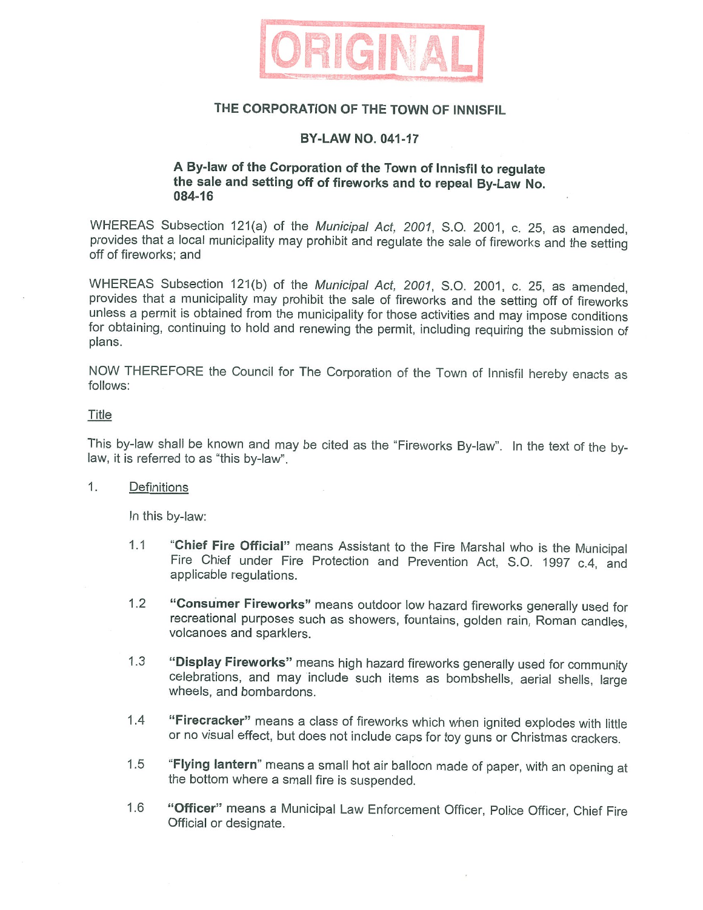ORIGINAL

# THE CORPORATION OF THE TOWN OF INNISFIL

## BY-LAW NO. 041-17

### A By-law of the Corporation of the Town of Innisfil to regulate the sale and setting off of fireworks and to repeal By-Law No. 084-16

WHEREAS Subsection 121(a) of the *Municipal Act, 2001*, S.O. 2001, c. 25, as amended, provides that a local municipality may prohibit and regulate the sale of fireworks and the setting off of fireworks; and

WHEREAS Subsection 121(b) of the *Municipal Act, 2001*, S.O. 2001, c. 25, as amended, provides that a municipality may prohibit the sale of fireworks and the setting off of fireworks unless a permit is obtained from the municipality for those activities and may impose conditions for obtaining, continuing to hold and renewing the permit, including requiring the submission of plans.

NOW THEREFORE the Council for The Corporation of the Town of Innisfil hereby enacts as follows:

Title

This by-law shall be known and may be cited as the "Fireworks By-law". In the text of the by-law, it is referred to as "this by-law".

1. Definitions

In this by-law:

1.1 "**Chief Fire Official**" means Assistant to the Fire Marshal who is the Municipal Fire Chief under Fire Protection and Prevention Act, S.O. 1997 c.4, and applicable regulations.

1.2 "**Consumer Fireworks**" means outdoor low hazard fireworks generally used for recreational purposes such as showers, fountains, golden rain, Roman candles, volcanoes and sparklers.

1.3 "**Display Fireworks**" means high hazard fireworks generally used for community celebrations, and may include such items as bombshells, aerial shells, large wheels, and bombardons.

1.4 "**Firecracker**" means a class of fireworks which when ignited explodes with little or no visual effect, but does not include caps for toy guns or Christmas crackers.

1.5 "**Flying lantern**" means a small hot air balloon made of paper, with an opening at the bottom where a small fire is suspended.

1.6 "**Officer**" means a Municipal Law Enforcement Officer, Police Officer, Chief Fire Official or designate.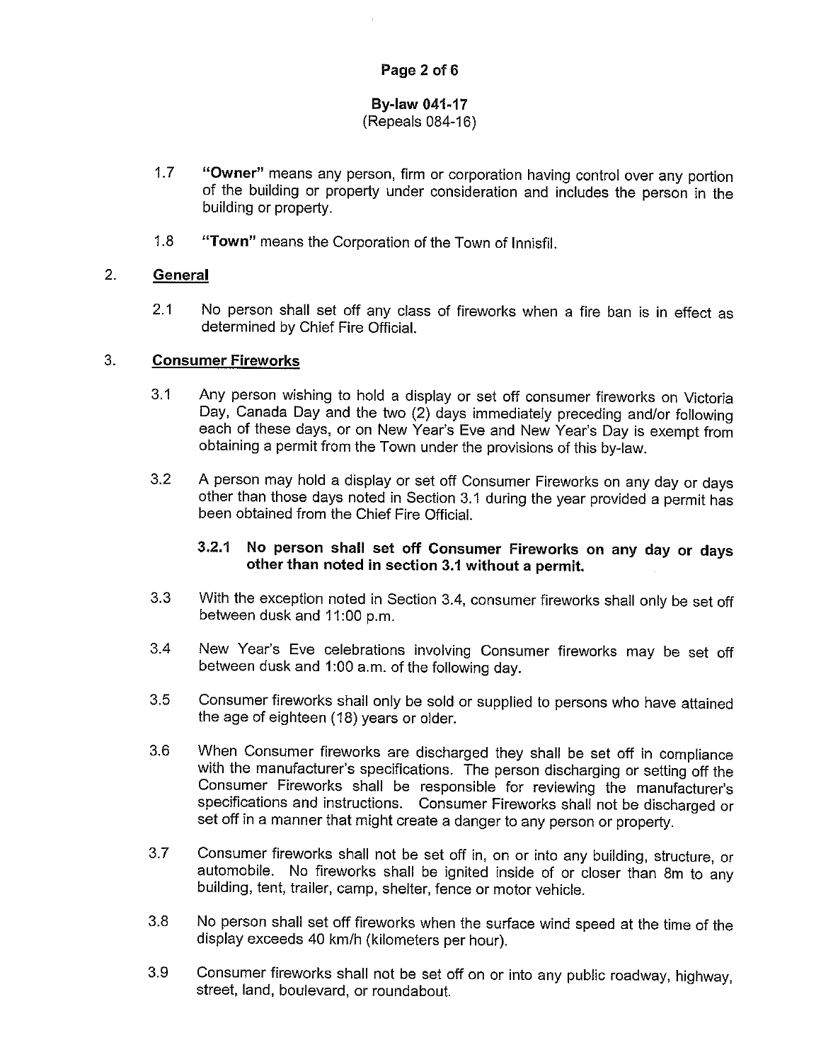**By-law 041-17**
(Repeals 084-16)

1.7 **"Owner"** means any person, firm or corporation having control over any portion of the building or property under consideration and includes the person in the building or property.

1.8 **"Town"** means the Corporation of the Town of Innisfil.

## 2. General

2.1 No person shall set off any class of fireworks when a fire ban is in effect as determined by Chief Fire Official.

## 3. Consumer Fireworks

3.1 Any person wishing to hold a display or set off consumer fireworks on Victoria Day, Canada Day and the two (2) days immediately preceding and/or following each of these days, or on New Year's Eve and New Year's Day is exempt from obtaining a permit from the Town under the provisions of this by-law.

3.2 A person may hold a display or set off Consumer Fireworks on any day or days other than those days noted in Section 3.1 during the year provided a permit has been obtained from the Chief Fire Official.

**3.2.1 No person shall set off Consumer Fireworks on any day or days other than noted in section 3.1 without a permit.**

3.3 With the exception noted in Section 3.4, consumer fireworks shall only be set off between dusk and 11:00 p.m.

3.4 New Year's Eve celebrations involving Consumer fireworks may be set off between dusk and 1:00 a.m. of the following day.

3.5 Consumer fireworks shall only be sold or supplied to persons who have attained the age of eighteen (18) years or older.

3.6 When Consumer fireworks are discharged they shall be set off in compliance with the manufacturer's specifications. The person discharging or setting off the Consumer Fireworks shall be responsible for reviewing the manufacturer's specifications and instructions. Consumer Fireworks shall not be discharged or set off in a manner that might create a danger to any person or property.

3.7 Consumer fireworks shall not be set off in, on or into any building, structure, or automobile. No fireworks shall be ignited inside of or closer than 8m to any building, tent, trailer, camp, shelter, fence or motor vehicle.

3.8 No person shall set off fireworks when the surface wind speed at the time of the display exceeds 40 km/h (kilometers per hour).

3.9 Consumer fireworks shall not be set off on or into any public roadway, highway, street, land, boulevard, or roundabout.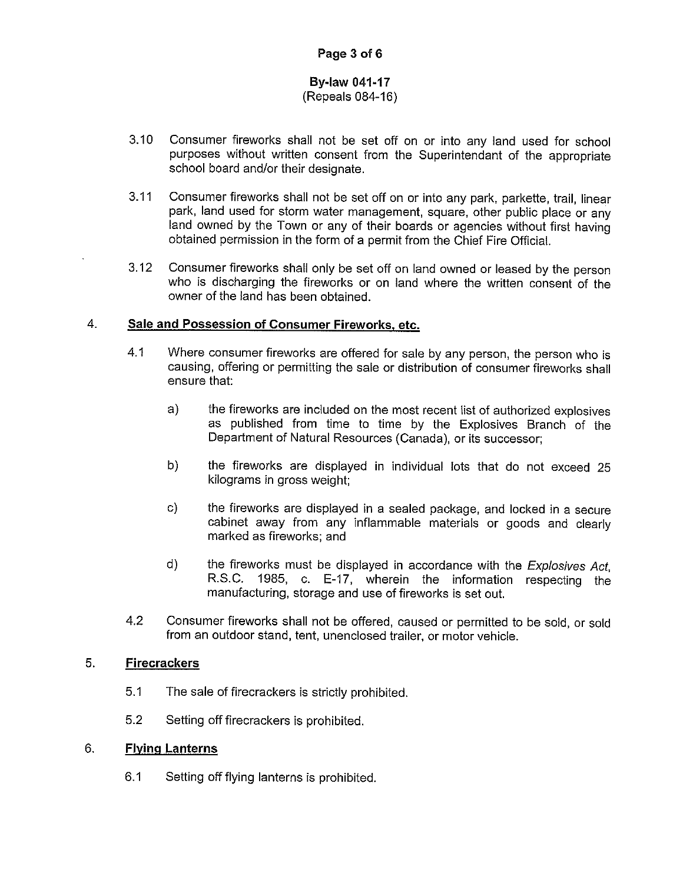3.10 Consumer fireworks shall not be set off on or into any land used for school purposes without written consent from the Superintendant of the appropriate school board and/or their designate.

3.11 Consumer fireworks shall not be set off on or into any park, parkette, trail, linear park, land used for storm water management, square, other public place or any land owned by the Town or any of their boards or agencies without first having obtained permission in the form of a permit from the Chief Fire Official.

3.12 Consumer fireworks shall only be set off on land owned or leased by the person who is discharging the fireworks or on land where the written consent of the owner of the land has been obtained.

## 4. Sale and Possession of Consumer Fireworks, etc.

4.1 Where consumer fireworks are offered for sale by any person, the person who is causing, offering or permitting the sale or distribution of consumer fireworks shall ensure that:

a) the fireworks are included on the most recent list of authorized explosives as published from time to time by the Explosives Branch of the Department of Natural Resources (Canada), or its successor;

b) the fireworks are displayed in individual lots that do not exceed 25 kilograms in gross weight;

c) the fireworks are displayed in a sealed package, and locked in a secure cabinet away from any inflammable materials or goods and clearly marked as fireworks; and

d) the fireworks must be displayed in accordance with the *Explosives Act*, R.S.C. 1985, c. E-17, wherein the information respecting the manufacturing, storage and use of fireworks is set out.

4.2 Consumer fireworks shall not be offered, caused or permitted to be sold, or sold from an outdoor stand, tent, unenclosed trailer, or motor vehicle.

## 5. Firecrackers

5.1 The sale of firecrackers is strictly prohibited.

5.2 Setting off firecrackers is prohibited.

## 6. Flying Lanterns

6.1 Setting off flying lanterns is prohibited.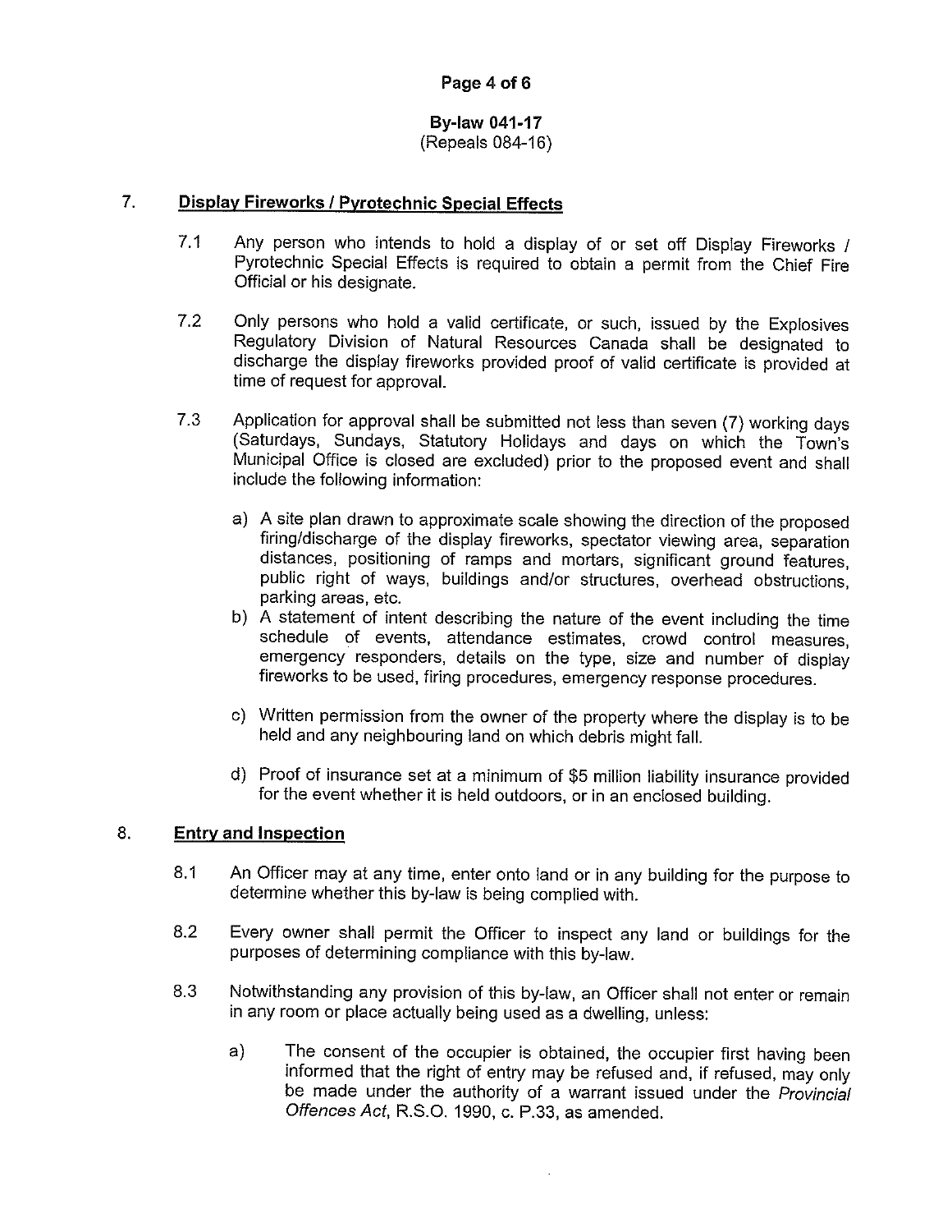## 7. Display Fireworks / Pyrotechnic Special Effects

7.1 Any person who intends to hold a display of or set off Display Fireworks / Pyrotechnic Special Effects is required to obtain a permit from the Chief Fire Official or his designate.

7.2 Only persons who hold a valid certificate, or such, issued by the Explosives Regulatory Division of Natural Resources Canada shall be designated to discharge the display fireworks provided proof of valid certificate is provided at time of request for approval.

7.3 Application for approval shall be submitted not less than seven (7) working days (Saturdays, Sundays, Statutory Holidays and days on which the Town's Municipal Office is closed are excluded) prior to the proposed event and shall include the following information:

a) A site plan drawn to approximate scale showing the direction of the proposed firing/discharge of the display fireworks, spectator viewing area, separation distances, positioning of ramps and mortars, significant ground features, public right of ways, buildings and/or structures, overhead obstructions, parking areas, etc.

b) A statement of intent describing the nature of the event including the time schedule of events, attendance estimates, crowd control measures, emergency responders, details on the type, size and number of display fireworks to be used, firing procedures, emergency response procedures.

c) Written permission from the owner of the property where the display is to be held and any neighbouring land on which debris might fall.

d) Proof of insurance set at a minimum of $5 million liability insurance provided for the event whether it is held outdoors, or in an enclosed building.

## 8. Entry and Inspection

8.1 An Officer may at any time, enter onto land or in any building for the purpose to determine whether this by-law is being complied with.

8.2 Every owner shall permit the Officer to inspect any land or buildings for the purposes of determining compliance with this by-law.

8.3 Notwithstanding any provision of this by-law, an Officer shall not enter or remain in any room or place actually being used as a dwelling, unless:

a) The consent of the occupier is obtained, the occupier first having been informed that the right of entry may be refused and, if refused, may only be made under the authority of a warrant issued under the *Provincial Offences Act*, R.S.O. 1990, c. P.33, as amended.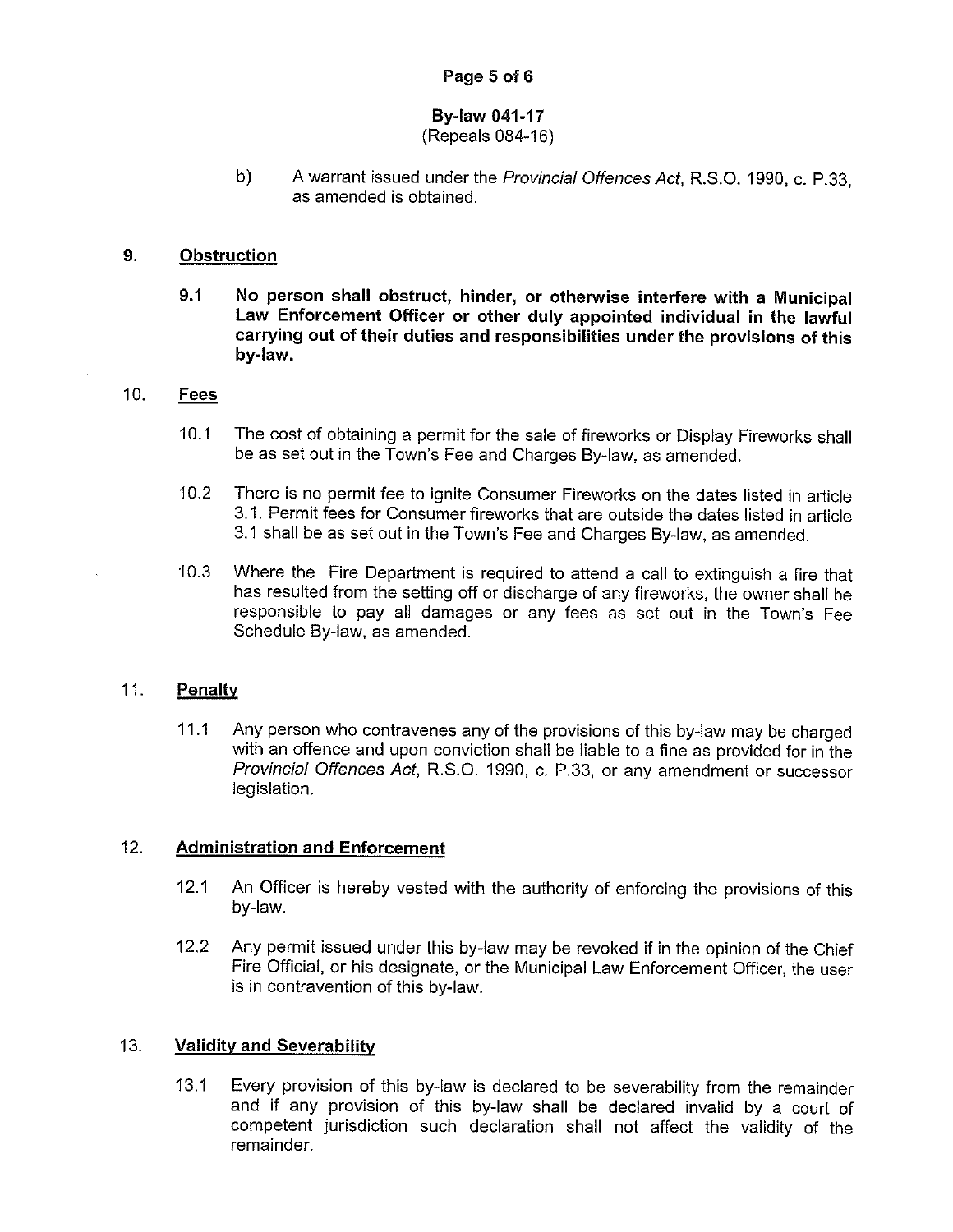b) A warrant issued under the *Provincial Offences Act*, R.S.O. 1990, c. P.33, as amended is obtained.

## 9. Obstruction

**9.1 No person shall obstruct, hinder, or otherwise interfere with a Municipal Law Enforcement Officer or other duly appointed individual in the lawful carrying out of their duties and responsibilities under the provisions of this by-law.**

## 10. Fees

10.1 The cost of obtaining a permit for the sale of fireworks or Display Fireworks shall be as set out in the Town's Fee and Charges By-law, as amended.

10.2 There is no permit fee to ignite Consumer Fireworks on the dates listed in article 3.1. Permit fees for Consumer fireworks that are outside the dates listed in article 3.1 shall be as set out in the Town's Fee and Charges By-law, as amended.

10.3 Where the Fire Department is required to attend a call to extinguish a fire that has resulted from the setting off or discharge of any fireworks, the owner shall be responsible to pay all damages or any fees as set out in the Town's Fee Schedule By-law, as amended.

## 11. Penalty

11.1 Any person who contravenes any of the provisions of this by-law may be charged with an offence and upon conviction shall be liable to a fine as provided for in the *Provincial Offences Act*, R.S.O. 1990, c. P.33, or any amendment or successor legislation.

## 12. Administration and Enforcement

12.1 An Officer is hereby vested with the authority of enforcing the provisions of this by-law.

12.2 Any permit issued under this by-law may be revoked if in the opinion of the Chief Fire Official, or his designate, or the Municipal Law Enforcement Officer, the user is in contravention of this by-law.

## 13. Validity and Severability

13.1 Every provision of this by-law is declared to be severability from the remainder and if any provision of this by-law shall be declared invalid by a court of competent jurisdiction such declaration shall not affect the validity of the remainder.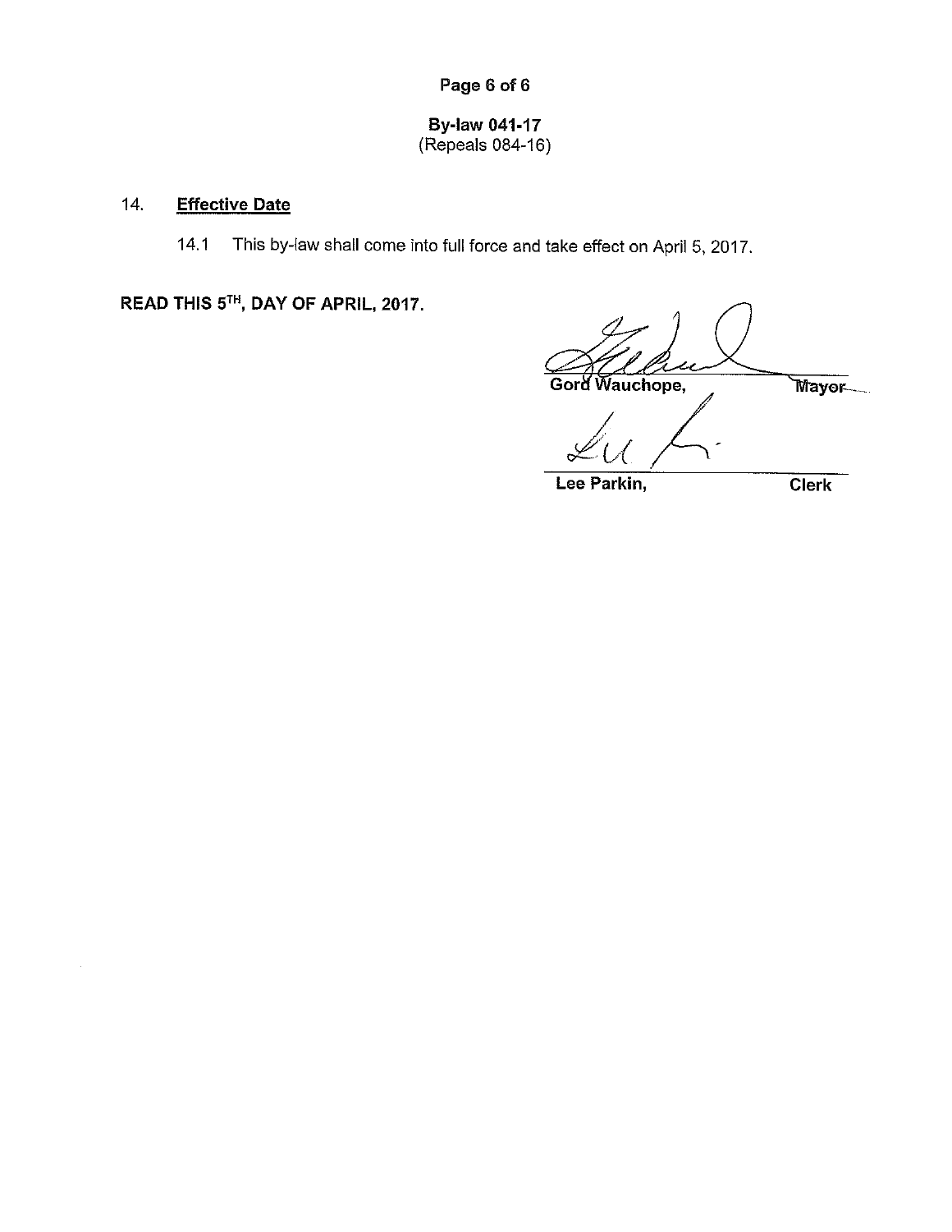**By-law 041-17**
(Repeals 084-16)

## 14. Effective Date

14.1 This by-law shall come into full force and take effect on April 5, 2017.

**READ THIS 5TH, DAY OF APRIL, 2017.**

Gord Wauchope, Mayor

Lee Parkin, Clerk